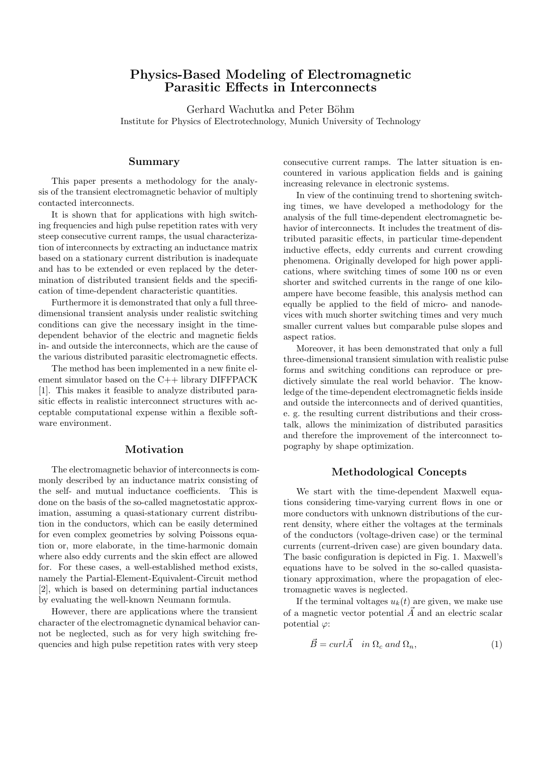# Physics-Based Modeling of Electromagnetic Parasitic Effects in Interconnects

Gerhard Wachutka and Peter Böhm

Institute for Physics of Electrotechnology, Munich University of Technology

## Summary

This paper presents a methodology for the analysis of the transient electromagnetic behavior of multiply contacted interconnects.

It is shown that for applications with high switching frequencies and high pulse repetition rates with very steep consecutive current ramps, the usual characterization of interconnects by extracting an inductance matrix based on a stationary current distribution is inadequate and has to be extended or even replaced by the determination of distributed transient fields and the specification of time-dependent characteristic quantities.

Furthermore it is demonstrated that only a full three-dimensional transient analysis under realistic switching conditions can give the necessary insight in the time-dependent behavior of the electric and magnetic fields in- and outside the interconnects, which are the cause of the various distributed parasitic electromagnetic effects.

The method has been implemented in a new finite element simulator based on the C++ library DIFFPACK [1]. This makes it feasible to analyze distributed parasitic effects in realistic interconnect structures with acceptable computational expense within a flexible software environment.

## Motivation

The electromagnetic behavior of interconnects is commonly described by an inductance matrix consisting of the self- and mutual inductance coefficients. This is done on the basis of the so-called magnetostatic approximation, assuming a quasi-stationary current distribution in the conductors, which can be easily determined for even complex geometries by solving Poissons equation or, more elaborate, in the time-harmonic domain where also eddy currents and the skin effect are allowed for. For these cases, a well-established method exists, namely the Partial-Element-Equivalent-Circuit method [2], which is based on determining partial inductances by evaluating the well-known Neumann formula.

However, there are applications where the transient character of the electromagnetic dynamical behavior cannot be neglected, such as for very high switching frequencies and high pulse repetition rates with very steep consecutive current ramps. The latter situation is encountered in various application fields and is gaining increasing relevance in electronic systems.

In view of the continuing trend to shortening switching times, we have developed a methodology for the analysis of the full time-dependent electromagnetic behavior of interconnects. It includes the treatment of distributed parasitic effects, in particular time-dependent inductive effects, eddy currents and current crowding phenomena. Originally developed for high power applications, where switching times of some 100 ns or even shorter and switched currents in the range of one kiloampere have become feasible, this analysis method can equally be applied to the field of micro- and nanodevices with much shorter switching times and very much smaller current values but comparable pulse slopes and aspect ratios.

Moreover, it has been demonstrated that only a full three-dimensional transient simulation with realistic pulse forms and switching conditions can reproduce or predictively simulate the real world behavior. The knowledge of the time-dependent electromagnetic fields inside and outside the interconnects and of derived quantities, e. g. the resulting current distributions and their crosstalk, allows the minimization of distributed parasitics and therefore the improvement of the interconnect topography by shape optimization.

## Methodological Concepts

We start with the time-dependent Maxwell equations considering time-varying current flows in one or more conductors with unknown distributions of the current density, where either the voltages at the terminals of the conductors (voltage-driven case) or the terminal currents (current-driven case) are given boundary data. The basic configuration is depicted in Fig. 1. Maxwell's equations have to be solved in the so-called quasistationary approximation, where the propagation of electromagnetic waves is neglected.

If the terminal voltages $u_k(t)$ are given, we make use of a magnetic vector potential $\vec{A}$ and an electric scalar potential $\varphi$:

$$\vec{B} = curl\vec{A} \quad in\ \Omega_c\ and\ \Omega_n, \tag{1}$$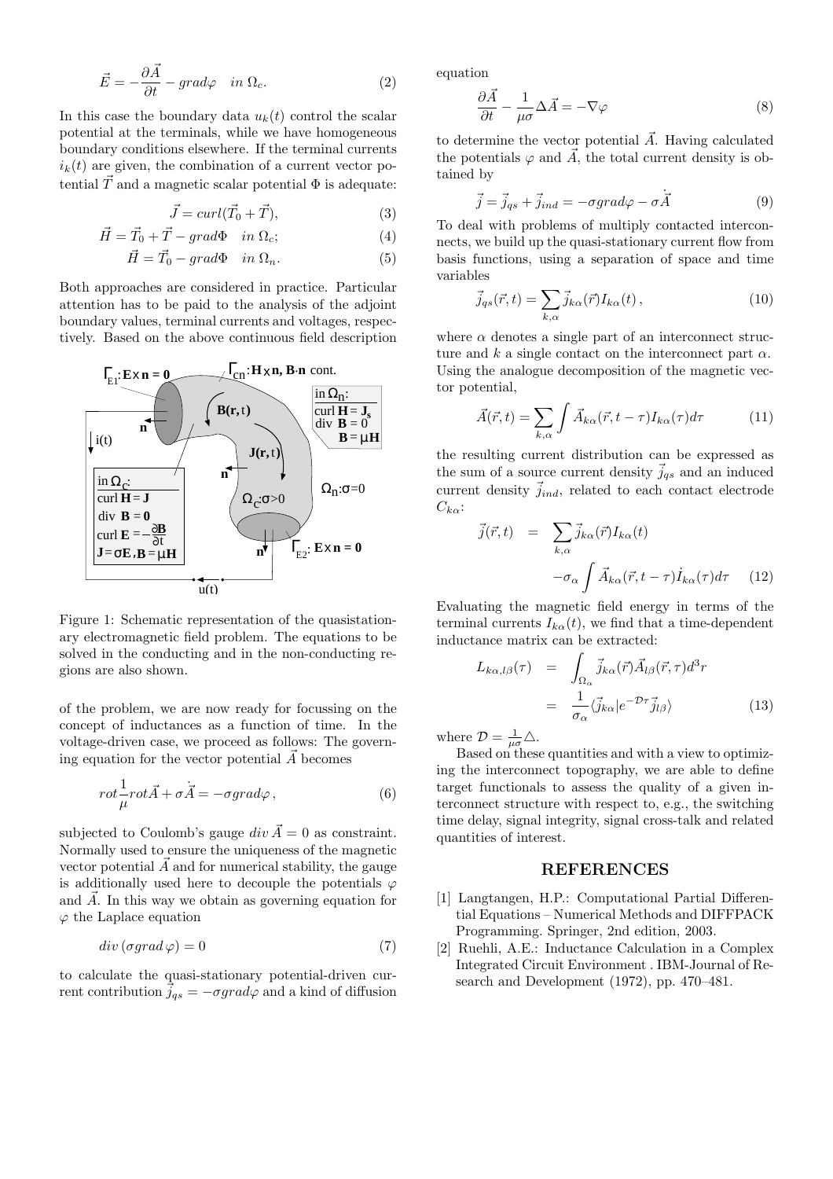$$\vec{E} = -\frac{\partial \vec{A}}{\partial t} - grad\varphi \quad in\ \Omega_c. \tag{2}$$

In this case the boundary data $u_k(t)$ control the scalar potential at the terminals, while we have homogeneous boundary conditions elsewhere. If the terminal currents $i_k(t)$ are given, the combination of a current vector potential $\vec{T}$ and a magnetic scalar potential $\Phi$ is adequate:

$$\vec{J} = curl(\vec{T}_0 + \vec{T}), \tag{3}$$

$$\vec{H} = \vec{T}_0 + \vec{T} - grad\Phi \quad in\ \Omega_c; \tag{4}$$

$$\vec{H} = \vec{T}_0 - grad\Phi \quad in\ \Omega_n. \tag{5}$$

Both approaches are considered in practice. Particular attention has to be paid to the analysis of the adjoint boundary values, terminal currents and voltages, respectively. Based on the above continuous field description

Figure 1: Schematic representation of the quasistationary electromagnetic field problem. The equations to be solved in the conducting and in the non-conducting regions are also shown.

of the problem, we are now ready for focussing on the concept of inductances as a function of time. In the voltage-driven case, we proceed as follows: The governing equation for the vector potential $\vec{A}$ becomes

$$rot\frac{1}{\mu}rot\vec{A} + \sigma\dot{\vec{A}} = -\sigma grad\varphi\,, \tag{6}$$

subjected to Coulomb's gauge $div\,\vec{A} = 0$ as constraint. Normally used to ensure the uniqueness of the magnetic vector potential $\vec{A}$ and for numerical stability, the gauge is additionally used here to decouple the potentials $\varphi$ and $\vec{A}$. In this way we obtain as governing equation for $\varphi$ the Laplace equation

$$div\,(\sigma grad\,\varphi) = 0 \tag{7}$$

to calculate the quasi-stationary potential-driven current contribution $\vec{j}_{qs} = -\sigma grad\varphi$ and a kind of diffusion equation

$$\frac{\partial \vec{A}}{\partial t} - \frac{1}{\mu\sigma}\Delta\vec{A} = -\nabla\varphi \tag{8}$$

to determine the vector potential $\vec{A}$. Having calculated the potentials $\varphi$ and $\vec{A}$, the total current density is obtained by

$$\vec{j} = \vec{j}_{qs} + \vec{j}_{ind} = -\sigma grad\varphi - \sigma\dot{\vec{A}} \tag{9}$$

To deal with problems of multiply contacted interconnects, we build up the quasi-stationary current flow from basis functions, using a separation of space and time variables

$$\vec{j}_{qs}(\vec{r},t) = \sum_{k,\alpha}\vec{j}_{k\alpha}(\vec{r})I_{k\alpha}(t)\,, \tag{10}$$

where $\alpha$ denotes a single part of an interconnect structure and $k$ a single contact on the interconnect part $\alpha$. Using the analogue decomposition of the magnetic vector potential,

$$\vec{A}(\vec{r},t) = \sum_{k,\alpha}\int\vec{A}_{k\alpha}(\vec{r},t-\tau)I_{k\alpha}(\tau)d\tau \tag{11}$$

the resulting current distribution can be expressed as the sum of a source current density $\vec{j}_{qs}$ and an induced current density $\vec{j}_{ind}$, related to each contact electrode $C_{k\alpha}$:

$$\begin{aligned}\vec{j}(\vec{r},t) &= \sum_{k,\alpha}\vec{j}_{k\alpha}(\vec{r})I_{k\alpha}(t)\\ &\quad -\sigma_\alpha\int\vec{A}_{k\alpha}(\vec{r},t-\tau)\dot{I}_{k\alpha}(\tau)d\tau\end{aligned} \tag{12}$$

Evaluating the magnetic field energy in terms of the terminal currents $I_{k\alpha}(t)$, we find that a time-dependent inductance matrix can be extracted:

$$\begin{aligned}L_{k\alpha,l\beta}(\tau) &= \int_{\Omega_\alpha}\vec{j}_{k\alpha}(\vec{r})\vec{A}_{l\beta}(\vec{r},\tau)d^3r\\ &= \frac{1}{\sigma_\alpha}\langle\vec{j}_{k\alpha}|e^{-\mathcal{D}\tau}\vec{j}_{l\beta}\rangle\end{aligned} \tag{13}$$

where $\mathcal{D} = \frac{1}{\mu\sigma}\triangle$.

Based on these quantities and with a view to optimizing the interconnect topography, we are able to define target functionals to assess the quality of a given interconnect structure with respect to, e.g., the switching time delay, signal integrity, signal cross-talk and related quantities of interest.

## REFERENCES

[1] Langtangen, H.P.: Computational Partial Differential Equations – Numerical Methods and DIFFPACK Programming. Springer, 2nd edition, 2003.

[2] Ruehli, A.E.: Inductance Calculation in a Complex Integrated Circuit Environment . IBM-Journal of Research and Development (1972), pp. 470–481.